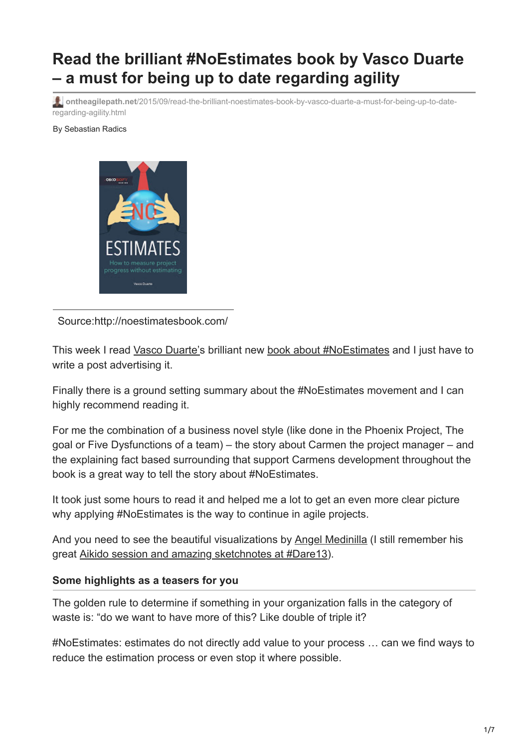# Read the brilliant #NoEstimates book by Vasco Duarte – a must for being up to date regarding agility

ontheagilepath.net/2015/09/read-the-brilliant-noestimates-book-by-vasco-duarte-a-must-for-being-up-to-date-regarding-agility.html

By Sebastian Radics

Source:http://noestimatesbook.com/

This week I read Vasco Duarte's brilliant new book about #NoEstimates and I just have to write a post advertising it.

Finally there is a ground setting summary about the #NoEstimates movement and I can highly recommend reading it.

For me the combination of a business novel style (like done in the Phoenix Project, The goal or Five Dysfunctions of a team) – the story about Carmen the project manager – and the explaining fact based surrounding that support Carmens development throughout the book is a great way to tell the story about #NoEstimates.

It took just some hours to read it and helped me a lot to get an even more clear picture why applying #NoEstimates is the way to continue in agile projects.

And you need to see the beautiful visualizations by Angel Medinilla (I still remember his great Aikido session and amazing sketchnotes at #Dare13).

### Some highlights as a teasers for you

The golden rule to determine if something in your organization falls in the category of waste is: "do we want to have more of this? Like double of triple it?

#NoEstimates: estimates do not directly add value to your process … can we find ways to reduce the estimation process or even stop it where possible.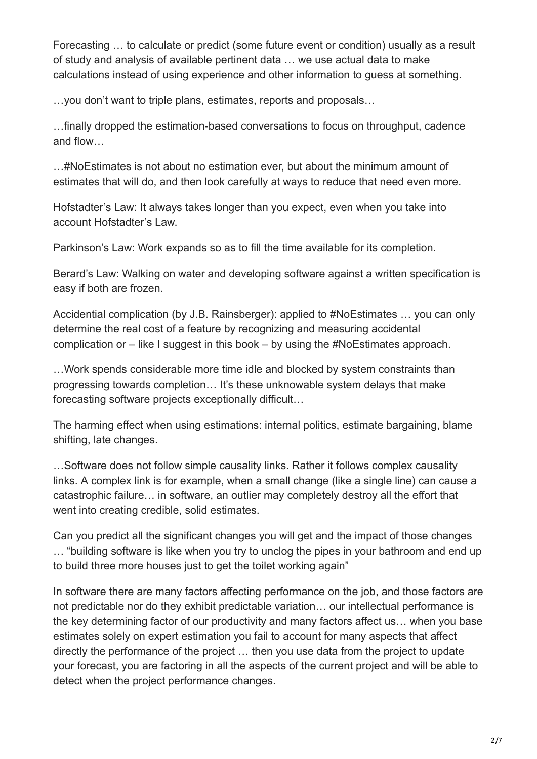Forecasting … to calculate or predict (some future event or condition) usually as a result of study and analysis of available pertinent data … we use actual data to make calculations instead of using experience and other information to guess at something.

…you don't want to triple plans, estimates, reports and proposals…

…finally dropped the estimation-based conversations to focus on throughput, cadence and flow…

…#NoEstimates is not about no estimation ever, but about the minimum amount of estimates that will do, and then look carefully at ways to reduce that need even more.

Hofstadter's Law: It always takes longer than you expect, even when you take into account Hofstadter's Law.

Parkinson's Law: Work expands so as to fill the time available for its completion.

Berard's Law: Walking on water and developing software against a written specification is easy if both are frozen.

Accidential complication (by J.B. Rainsberger): applied to #NoEstimates … you can only determine the real cost of a feature by recognizing and measuring accidental complication or – like I suggest in this book – by using the #NoEstimates approach.

…Work spends considerable more time idle and blocked by system constraints than progressing towards completion… It's these unknowable system delays that make forecasting software projects exceptionally difficult…

The harming effect when using estimations: internal politics, estimate bargaining, blame shifting, late changes.

…Software does not follow simple causality links. Rather it follows complex causality links. A complex link is for example, when a small change (like a single line) can cause a catastrophic failure… in software, an outlier may completely destroy all the effort that went into creating credible, solid estimates.

Can you predict all the significant changes you will get and the impact of those changes … "building software is like when you try to unclog the pipes in your bathroom and end up to build three more houses just to get the toilet working again"

In software there are many factors affecting performance on the job, and those factors are not predictable nor do they exhibit predictable variation… our intellectual performance is the key determining factor of our productivity and many factors affect us… when you base estimates solely on expert estimation you fail to account for many aspects that affect directly the performance of the project … then you use data from the project to update your forecast, you are factoring in all the aspects of the current project and will be able to detect when the project performance changes.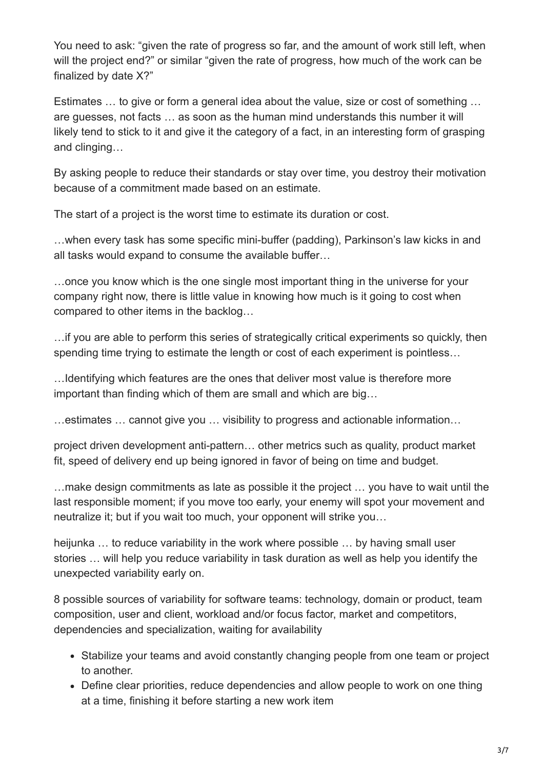You need to ask: "given the rate of progress so far, and the amount of work still left, when will the project end?" or similar "given the rate of progress, how much of the work can be finalized by date X?"

Estimates … to give or form a general idea about the value, size or cost of something … are guesses, not facts … as soon as the human mind understands this number it will likely tend to stick to it and give it the category of a fact, in an interesting form of grasping and clinging…

By asking people to reduce their standards or stay over time, you destroy their motivation because of a commitment made based on an estimate.

The start of a project is the worst time to estimate its duration or cost.

…when every task has some specific mini-buffer (padding), Parkinson's law kicks in and all tasks would expand to consume the available buffer…

…once you know which is the one single most important thing in the universe for your company right now, there is little value in knowing how much is it going to cost when compared to other items in the backlog…

…if you are able to perform this series of strategically critical experiments so quickly, then spending time trying to estimate the length or cost of each experiment is pointless…

…Identifying which features are the ones that deliver most value is therefore more important than finding which of them are small and which are big…

…estimates … cannot give you … visibility to progress and actionable information…

project driven development anti-pattern… other metrics such as quality, product market fit, speed of delivery end up being ignored in favor of being on time and budget.

…make design commitments as late as possible it the project … you have to wait until the last responsible moment; if you move too early, your enemy will spot your movement and neutralize it; but if you wait too much, your opponent will strike you…

heijunka … to reduce variability in the work where possible … by having small user stories … will help you reduce variability in task duration as well as help you identify the unexpected variability early on.

8 possible sources of variability for software teams: technology, domain or product, team composition, user and client, workload and/or focus factor, market and competitors, dependencies and specialization, waiting for availability

- Stabilize your teams and avoid constantly changing people from one team or project to another.
- Define clear priorities, reduce dependencies and allow people to work on one thing at a time, finishing it before starting a new work item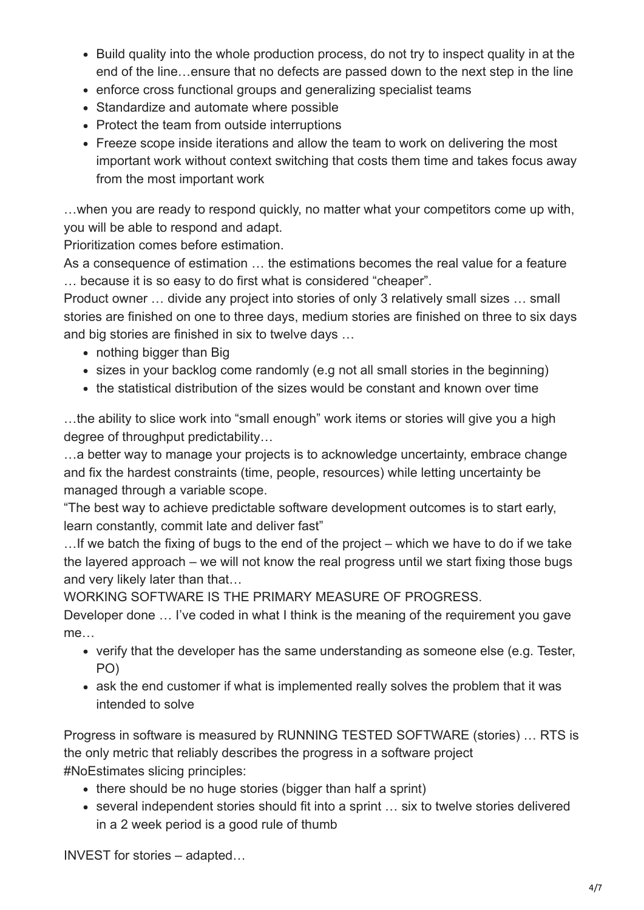- Build quality into the whole production process, do not try to inspect quality in at the end of the line…ensure that no defects are passed down to the next step in the line
- enforce cross functional groups and generalizing specialist teams
- Standardize and automate where possible
- Protect the team from outside interruptions
- Freeze scope inside iterations and allow the team to work on delivering the most important work without context switching that costs them time and takes focus away from the most important work

…when you are ready to respond quickly, no matter what your competitors come up with, you will be able to respond and adapt.

Prioritization comes before estimation.

As a consequence of estimation … the estimations becomes the real value for a feature … because it is so easy to do first what is considered "cheaper".

Product owner … divide any project into stories of only 3 relatively small sizes … small stories are finished on one to three days, medium stories are finished on three to six days and big stories are finished in six to twelve days …

- nothing bigger than Big
- sizes in your backlog come randomly (e.g not all small stories in the beginning)
- the statistical distribution of the sizes would be constant and known over time

…the ability to slice work into "small enough" work items or stories will give you a high degree of throughput predictability…

…a better way to manage your projects is to acknowledge uncertainty, embrace change and fix the hardest constraints (time, people, resources) while letting uncertainty be managed through a variable scope.

"The best way to achieve predictable software development outcomes is to start early, learn constantly, commit late and deliver fast"

…If we batch the fixing of bugs to the end of the project – which we have to do if we take the layered approach – we will not know the real progress until we start fixing those bugs and very likely later than that…

WORKING SOFTWARE IS THE PRIMARY MEASURE OF PROGRESS.

Developer done … I've coded in what I think is the meaning of the requirement you gave me…

- verify that the developer has the same understanding as someone else (e.g. Tester, PO)
- ask the end customer if what is implemented really solves the problem that it was intended to solve

Progress in software is measured by RUNNING TESTED SOFTWARE (stories) … RTS is the only metric that reliably describes the progress in a software project

#NoEstimates slicing principles:

- there should be no huge stories (bigger than half a sprint)
- several independent stories should fit into a sprint … six to twelve stories delivered in a 2 week period is a good rule of thumb

INVEST for stories – adapted…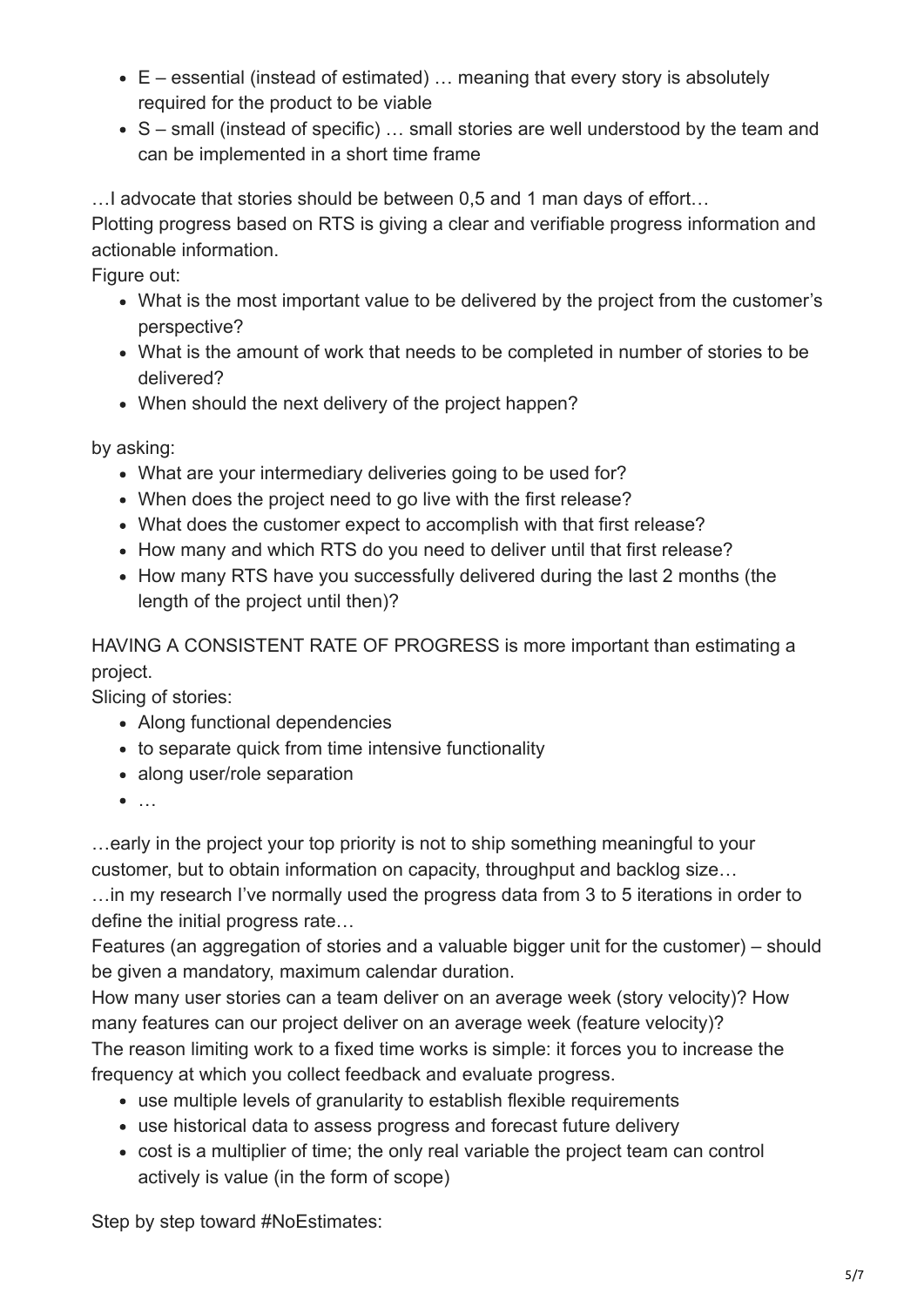- E – essential (instead of estimated) … meaning that every story is absolutely required for the product to be viable
- S – small (instead of specific) … small stories are well understood by the team and can be implemented in a short time frame

…I advocate that stories should be between 0,5 and 1 man days of effort…
Plotting progress based on RTS is giving a clear and verifiable progress information and actionable information.
Figure out:

- What is the most important value to be delivered by the project from the customer's perspective?
- What is the amount of work that needs to be completed in number of stories to be delivered?
- When should the next delivery of the project happen?

by asking:

- What are your intermediary deliveries going to be used for?
- When does the project need to go live with the first release?
- What does the customer expect to accomplish with that first release?
- How many and which RTS do you need to deliver until that first release?
- How many RTS have you successfully delivered during the last 2 months (the length of the project until then)?

HAVING A CONSISTENT RATE OF PROGRESS is more important than estimating a project.
Slicing of stories:

- Along functional dependencies
- to separate quick from time intensive functionality
- along user/role separation
- …

…early in the project your top priority is not to ship something meaningful to your customer, but to obtain information on capacity, throughput and backlog size…
…in my research I've normally used the progress data from 3 to 5 iterations in order to define the initial progress rate…
Features (an aggregation of stories and a valuable bigger unit for the customer) – should be given a mandatory, maximum calendar duration.
How many user stories can a team deliver on an average week (story velocity)? How many features can our project deliver on an average week (feature velocity)?
The reason limiting work to a fixed time works is simple: it forces you to increase the frequency at which you collect feedback and evaluate progress.

- use multiple levels of granularity to establish flexible requirements
- use historical data to assess progress and forecast future delivery
- cost is a multiplier of time; the only real variable the project team can control actively is value (in the form of scope)

Step by step toward #NoEstimates: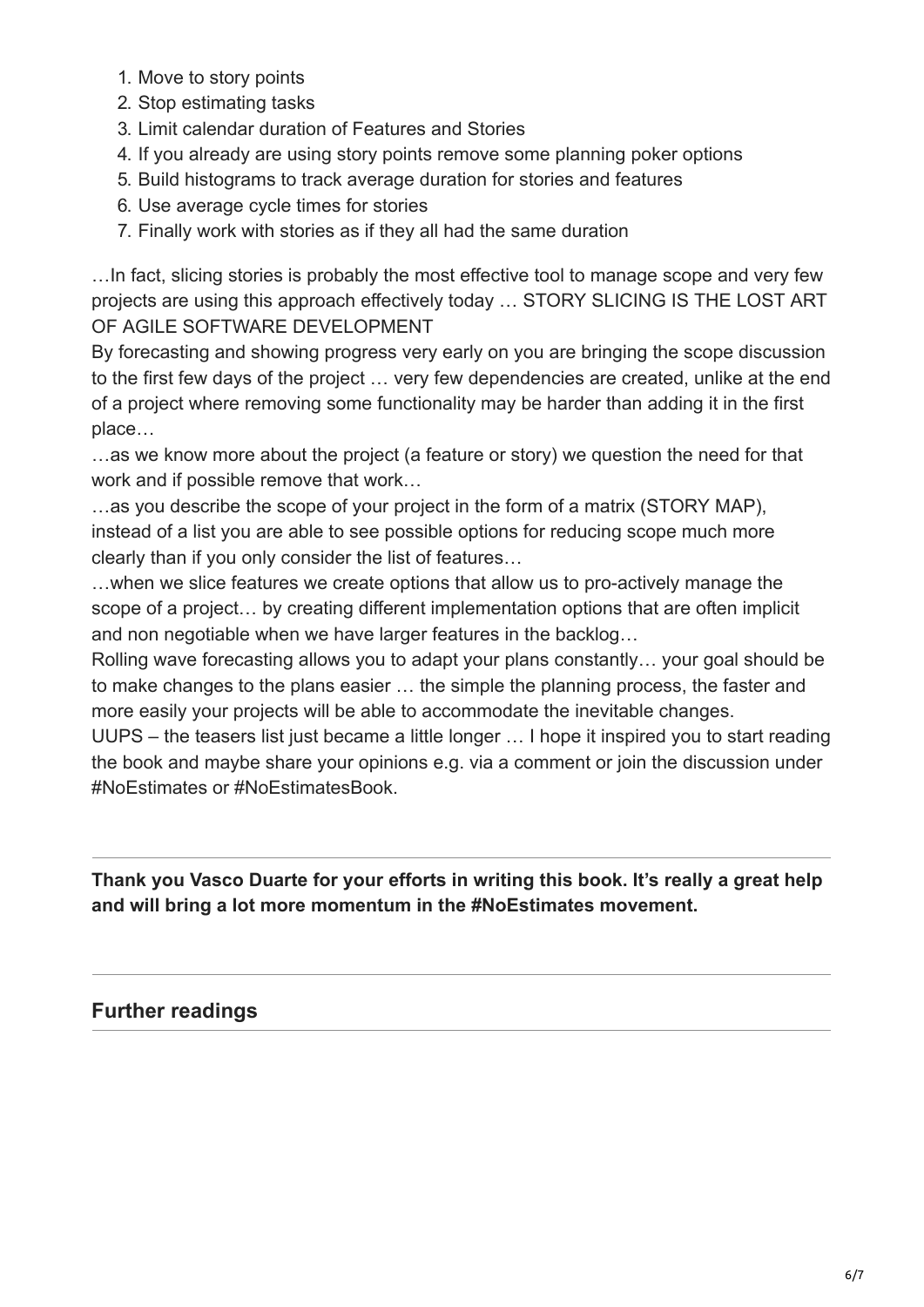1. Move to story points
2. Stop estimating tasks
3. Limit calendar duration of Features and Stories
4. If you already are using story points remove some planning poker options
5. Build histograms to track average duration for stories and features
6. Use average cycle times for stories
7. Finally work with stories as if they all had the same duration

…In fact, slicing stories is probably the most effective tool to manage scope and very few projects are using this approach effectively today … STORY SLICING IS THE LOST ART OF AGILE SOFTWARE DEVELOPMENT

By forecasting and showing progress very early on you are bringing the scope discussion to the first few days of the project … very few dependencies are created, unlike at the end of a project where removing some functionality may be harder than adding it in the first place…

…as we know more about the project (a feature or story) we question the need for that work and if possible remove that work…

…as you describe the scope of your project in the form of a matrix (STORY MAP), instead of a list you are able to see possible options for reducing scope much more clearly than if you only consider the list of features…

…when we slice features we create options that allow us to pro-actively manage the scope of a project… by creating different implementation options that are often implicit and non negotiable when we have larger features in the backlog…

Rolling wave forecasting allows you to adapt your plans constantly… your goal should be to make changes to the plans easier … the simple the planning process, the faster and more easily your projects will be able to accommodate the inevitable changes.

UUPS – the teasers list just became a little longer … I hope it inspired you to start reading the book and maybe share your opinions e.g. via a comment or join the discussion under #NoEstimates or #NoEstimatesBook.

---

**Thank you Vasco Duarte for your efforts in writing this book. It's really a great help and will bring a lot more momentum in the #NoEstimates movement.**

---

### Further readings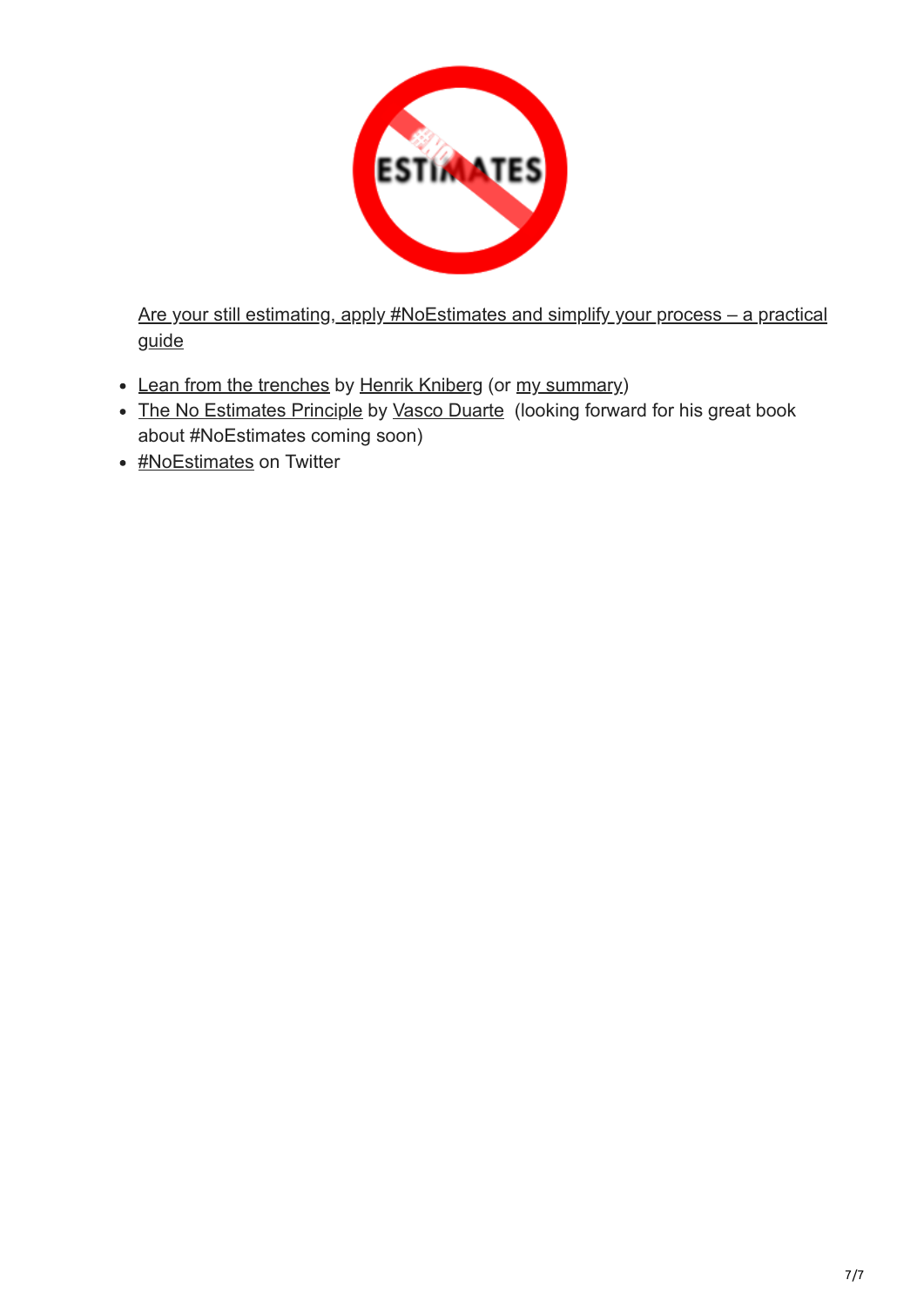Are your still estimating, apply #NoEstimates and simplify your process – a practical guide

- Lean from the trenches by Henrik Kniberg (or my summary)
- The No Estimates Principle by Vasco Duarte (looking forward for his great book about #NoEstimates coming soon)
- #NoEstimates on Twitter